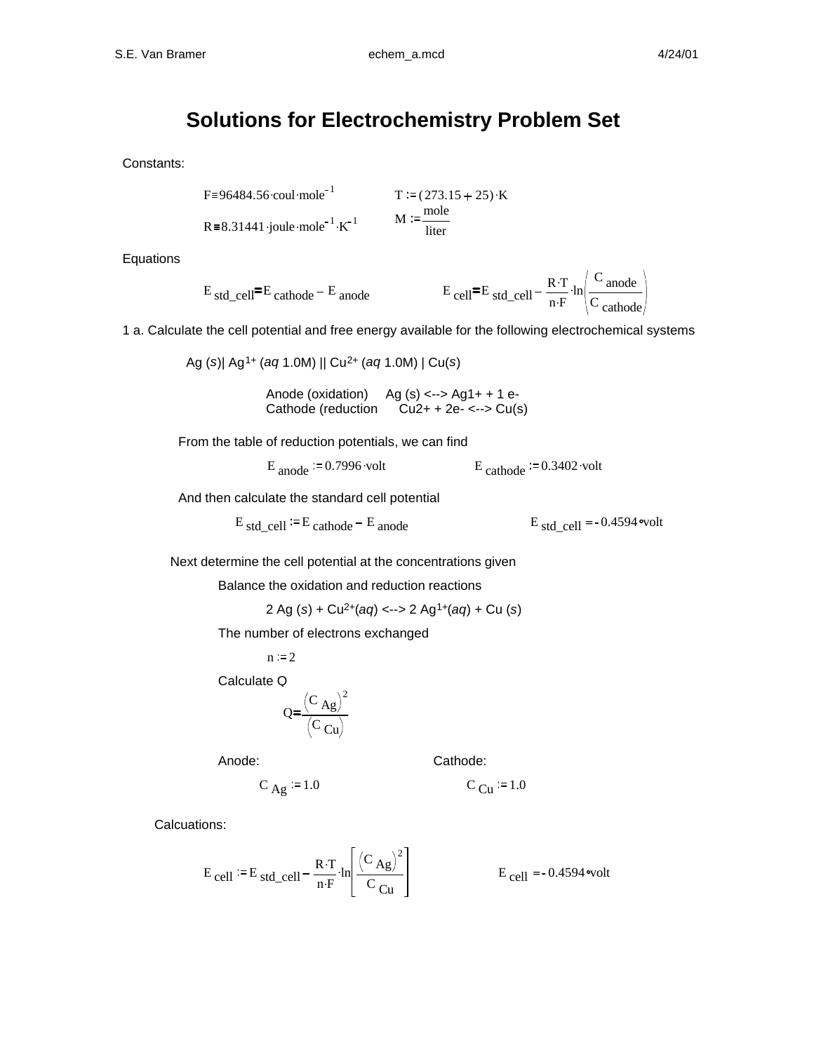# Solutions for Electrochemistry Problem Set

Constants:

$$F \equiv 96484.56 \cdot coul \cdot mole^{-1} \qquad T := (273.15 + 25) \cdot K$$

$$R \equiv 8.31441 \cdot joule \cdot mole^{-1} \cdot K^{-1} \qquad M := \frac{mole}{liter}$$

Equations

$$E_{std\_cell} = E_{cathode} - E_{anode} \qquad E_{cell} = E_{std\_cell} - \frac{R \cdot T}{n \cdot F} \cdot \ln\left(\frac{C_{anode}}{C_{cathode}}\right)$$

1 a. Calculate the cell potential and free energy available for the following electrochemical systems

Ag (*s*)| $Ag^{1+}$ (*aq* 1.0M) || $Cu^{2+}$ (*aq* 1.0M) | Cu(*s*)

Anode (oxidation) Ag (s) <--> Ag1+ + 1 e-
Cathode (reduction Cu2+ + 2e- <--> Cu(s)

From the table of reduction potentials, we can find

$$E_{anode} := 0.7996 \cdot volt \qquad E_{cathode} := 0.3402 \cdot volt$$

And then calculate the standard cell potential

$$E_{std\_cell} := E_{cathode} - E_{anode} \qquad E_{std\_cell} = -0.4594 \cdot volt$$

Next determine the cell potential at the concentrations given

Balance the oxidation and reduction reactions

2 Ag (*s*) + $Cu^{2+}$(*aq*) <--> 2 $Ag^{1+}$(*aq*) + Cu (*s*)

The number of electrons exchanged

$$n := 2$$

Calculate Q

$$Q = \frac{(C_{Ag})^2}{(C_{Cu})}$$

Anode: $C_{Ag} := 1.0$

Cathode: $C_{Cu} := 1.0$

Calcuations:

$$E_{cell} := E_{std\_cell} - \frac{R \cdot T}{n \cdot F} \cdot \ln\left[\frac{(C_{Ag})^2}{C_{Cu}}\right] \qquad E_{cell} = -0.4594 \cdot volt$$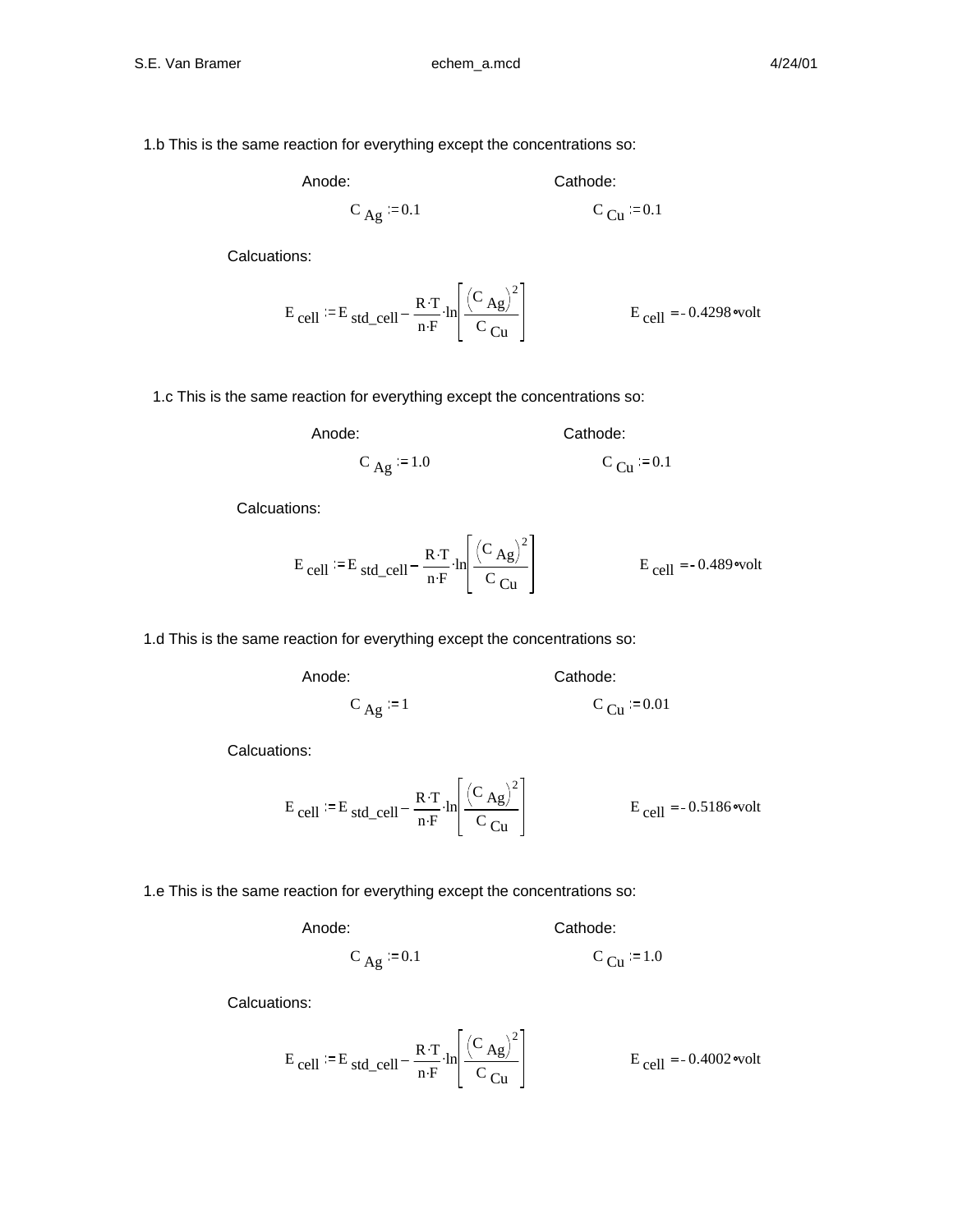1.b This is the same reaction for everything except the concentrations so:

Anode: $C_{Ag} := 0.1$

Cathode: $C_{Cu} := 0.1$

Calcuations:

$$E_{cell} := E_{std\_cell} - \frac{R \cdot T}{n \cdot F} \cdot \ln\left[\frac{\left(C_{Ag}\right)^2}{C_{Cu}}\right] \qquad E_{cell} = -0.4298 \cdot volt$$

1.c This is the same reaction for everything except the concentrations so:

Anode: $C_{Ag} := 1.0$

Cathode: $C_{Cu} := 0.1$

Calcuations:

$$E_{cell} := E_{std\_cell} - \frac{R \cdot T}{n \cdot F} \cdot \ln\left[\frac{\left(C_{Ag}\right)^2}{C_{Cu}}\right] \qquad E_{cell} = -0.489 \cdot volt$$

1.d This is the same reaction for everything except the concentrations so:

Anode: $C_{Ag} := 1$

Cathode: $C_{Cu} := 0.01$

Calcuations:

$$E_{cell} := E_{std\_cell} - \frac{R \cdot T}{n \cdot F} \cdot \ln\left[\frac{\left(C_{Ag}\right)^2}{C_{Cu}}\right] \qquad E_{cell} = -0.5186 \cdot volt$$

1.e This is the same reaction for everything except the concentrations so:

Anode: $C_{Ag} := 0.1$

Cathode: $C_{Cu} := 1.0$

Calcuations:

$$E_{cell} := E_{std\_cell} - \frac{R \cdot T}{n \cdot F} \cdot \ln\left[\frac{\left(C_{Ag}\right)^2}{C_{Cu}}\right] \qquad E_{cell} = -0.4002 \cdot volt$$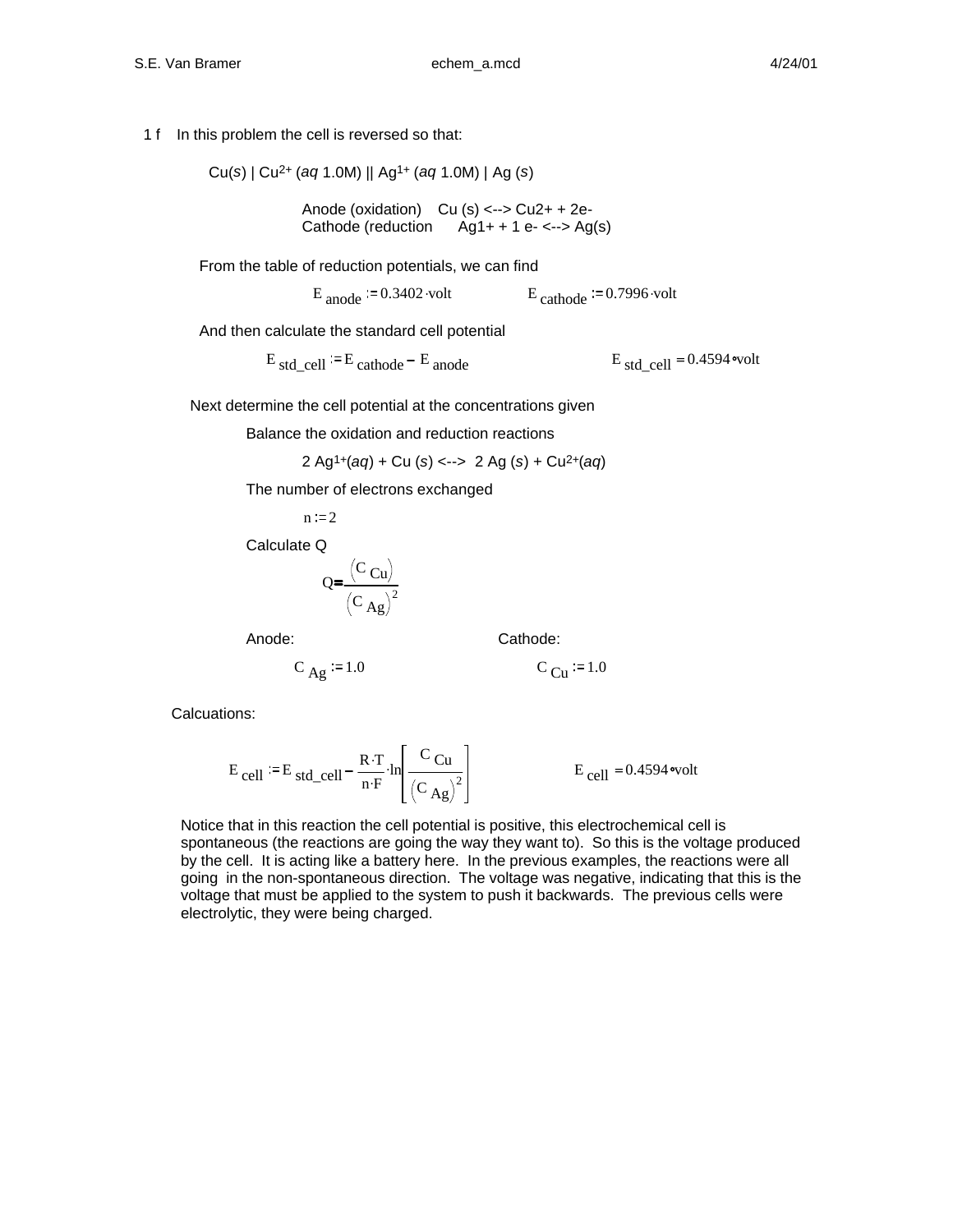1 f In this problem the cell is reversed so that:

$Cu(s) \mid Cu^{2+}(aq\ 1.0M) \parallel Ag^{1+}(aq\ 1.0M) \mid Ag(s)$

Anode (oxidation) Cu (s) <--> Cu2+ + 2e-
Cathode (reduction Ag1+ + 1 e- <--> Ag(s)

From the table of reduction potentials, we can find

$E_{anode} := 0.3402 \cdot volt$ $E_{cathode} := 0.7996 \cdot volt$

And then calculate the standard cell potential

$E_{std\_cell} := E_{cathode} - E_{anode}$ $E_{std\_cell} = 0.4594 \cdot volt$

Next determine the cell potential at the concentrations given

Balance the oxidation and reduction reactions

$2\ Ag^{1+}(aq) + Cu\ (s) \longleftrightarrow 2\ Ag\ (s) + Cu^{2+}(aq)$

The number of electrons exchanged

$n := 2$

Calculate Q

$$Q = \frac{(C_{Cu})}{(C_{Ag})^2}$$

Anode: $C_{Ag} := 1.0$

Cathode: $C_{Cu} := 1.0$

Calcuations:

$$E_{cell} := E_{std\_cell} - \frac{R \cdot T}{n \cdot F} \cdot \ln\left[\frac{C_{Cu}}{(C_{Ag})^2}\right] \qquad E_{cell} = 0.4594 \cdot volt$$

Notice that in this reaction the cell potential is positive, this electrochemical cell is spontaneous (the reactions are going the way they want to). So this is the voltage produced by the cell. It is acting like a battery here. In the previous examples, the reactions were all going in the non-spontaneous direction. The voltage was negative, indicating that this is the voltage that must be applied to the system to push it backwards. The previous cells were electrolytic, they were being charged.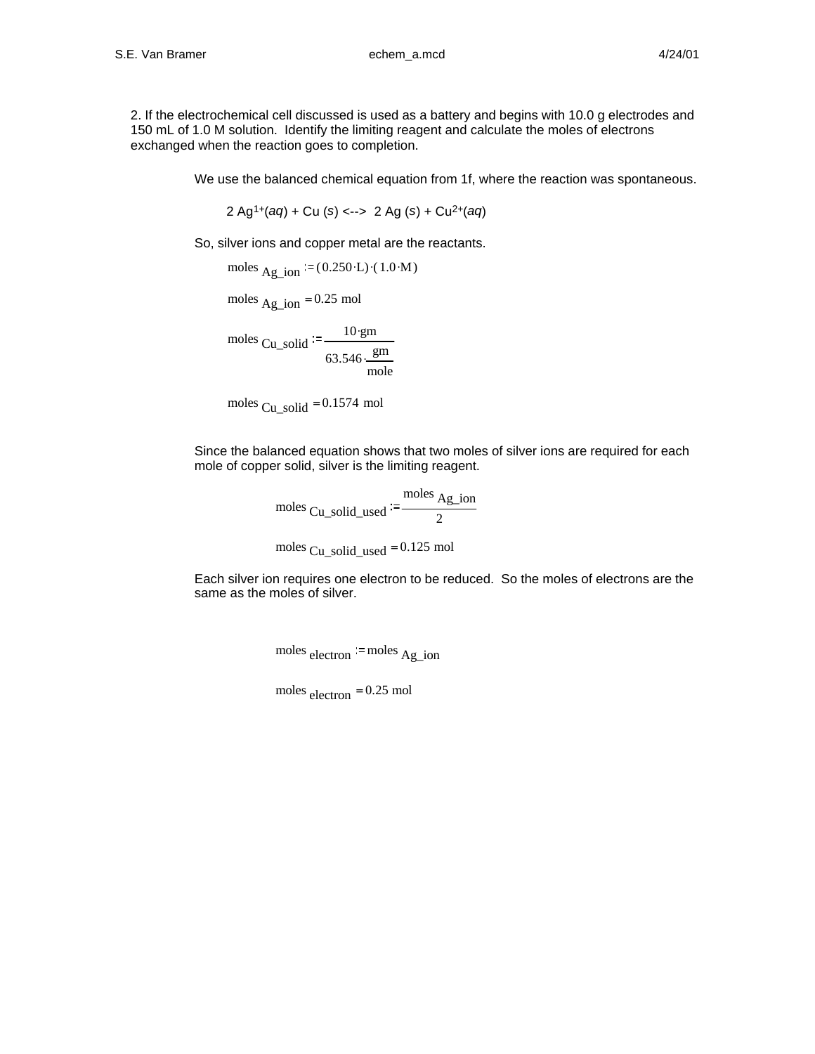2. If the electrochemical cell discussed is used as a battery and begins with 10.0 g electrodes and 150 mL of 1.0 M solution. Identify the limiting reagent and calculate the moles of electrons exchanged when the reaction goes to completion.

We use the balanced chemical equation from 1f, where the reaction was spontaneous.

$$2\,Ag^{1+}(aq) + Cu\,(s) \longleftrightarrow 2\,Ag\,(s) + Cu^{2+}(aq)$$

So, silver ions and copper metal are the reactants.

$$moles_{Ag\_ion} := (0.250 \cdot L) \cdot (1.0 \cdot M)$$

$$moles_{Ag\_ion} = 0.25\ mol$$

$$moles_{Cu\_solid} := \frac{10 \cdot gm}{63.546 \cdot \frac{gm}{mole}}$$

$$moles_{Cu\_solid} = 0.1574\ mol$$

Since the balanced equation shows that two moles of silver ions are required for each mole of copper solid, silver is the limiting reagent.

$$moles_{Cu\_solid\_used} := \frac{moles_{Ag\_ion}}{2}$$

$$moles_{Cu\_solid\_used} = 0.125\ mol$$

Each silver ion requires one electron to be reduced. So the moles of electrons are the same as the moles of silver.

$$moles_{electron} := moles_{Ag\_ion}$$

$$moles_{electron} = 0.25\ mol$$